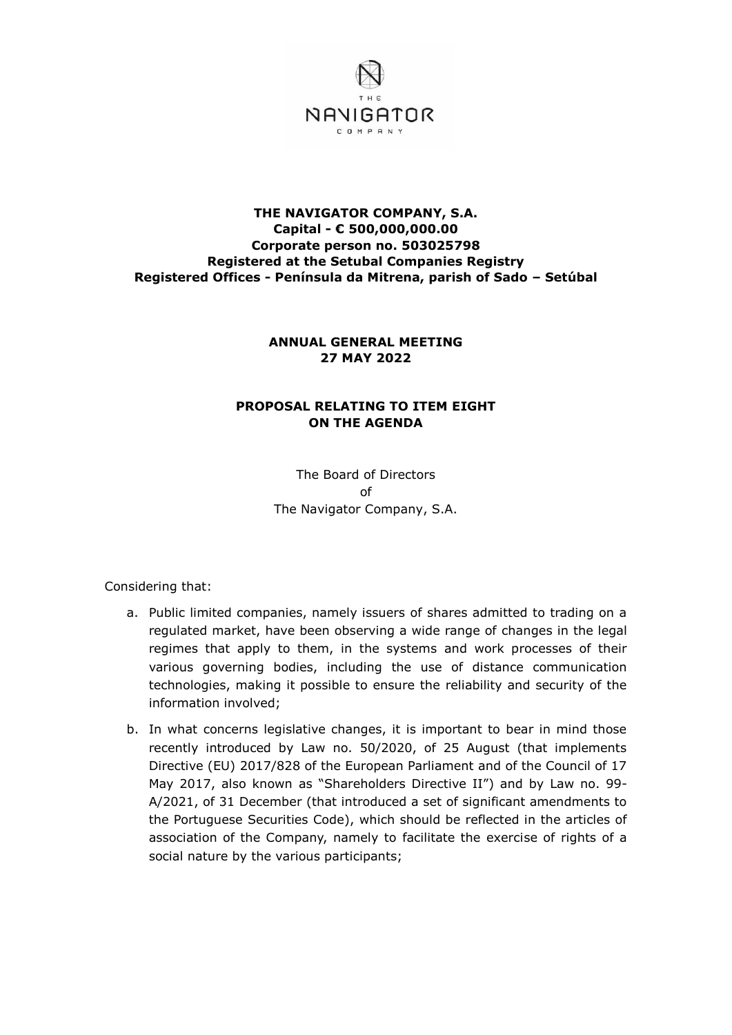**THE NAVIGATOR COMPANY, S.A.**
**Capital - € 500,000,000.00**
**Corporate person no. 503025798**
**Registered at the Setubal Companies Registry**
**Registered Offices - Península da Mitrena, parish of Sado – Setúbal**

**ANNUAL GENERAL MEETING**
**27 MAY 2022**

**PROPOSAL RELATING TO ITEM EIGHT**
**ON THE AGENDA**

The Board of Directors
of
The Navigator Company, S.A.

Considering that:

a. Public limited companies, namely issuers of shares admitted to trading on a regulated market, have been observing a wide range of changes in the legal regimes that apply to them, in the systems and work processes of their various governing bodies, including the use of distance communication technologies, making it possible to ensure the reliability and security of the information involved;

b. In what concerns legislative changes, it is important to bear in mind those recently introduced by Law no. 50/2020, of 25 August (that implements Directive (EU) 2017/828 of the European Parliament and of the Council of 17 May 2017, also known as "Shareholders Directive II") and by Law no. 99-A/2021, of 31 December (that introduced a set of significant amendments to the Portuguese Securities Code), which should be reflected in the articles of association of the Company, namely to facilitate the exercise of rights of a social nature by the various participants;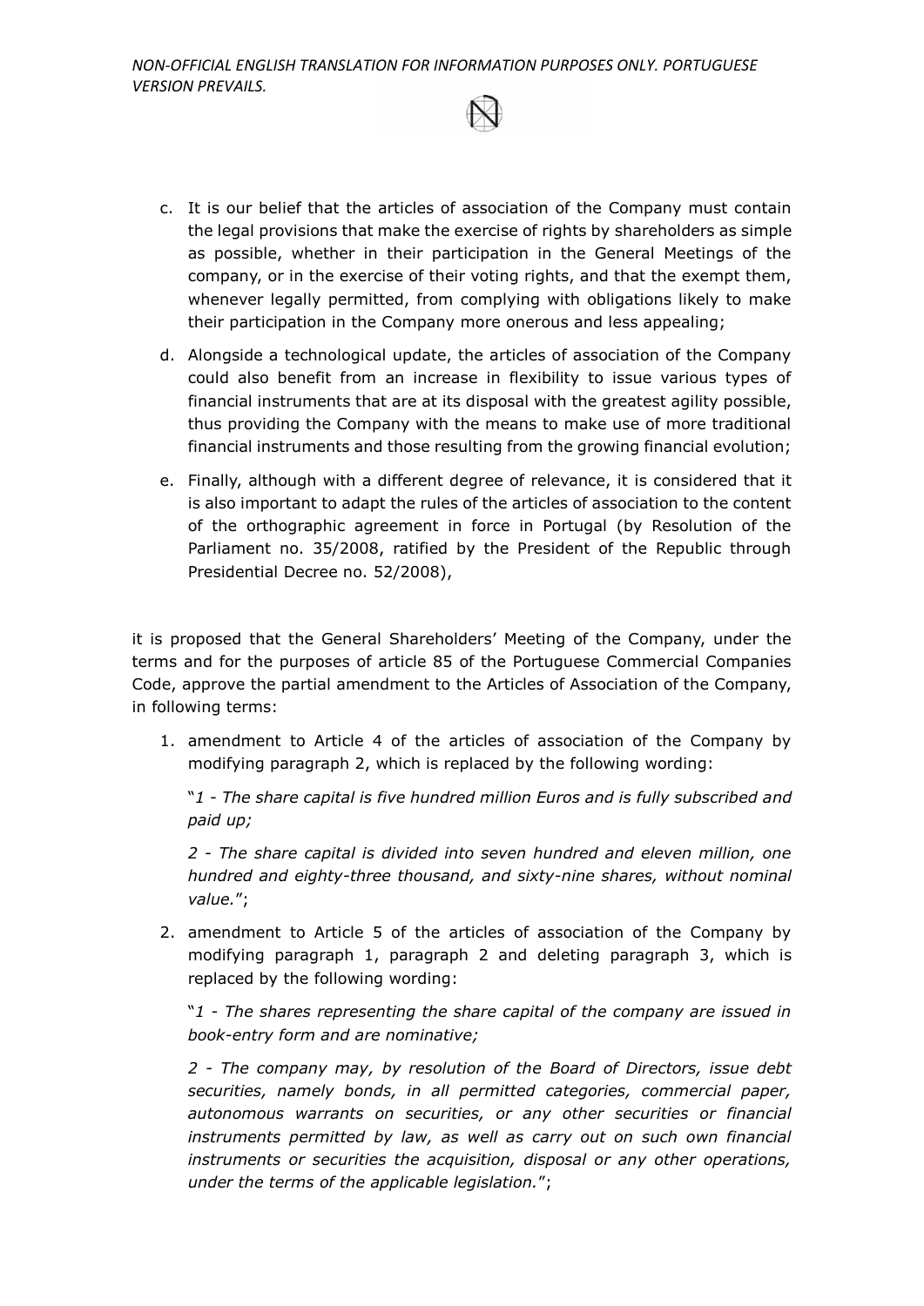c. It is our belief that the articles of association of the Company must contain the legal provisions that make the exercise of rights by shareholders as simple as possible, whether in their participation in the General Meetings of the company, or in the exercise of their voting rights, and that the exempt them, whenever legally permitted, from complying with obligations likely to make their participation in the Company more onerous and less appealing;

d. Alongside a technological update, the articles of association of the Company could also benefit from an increase in flexibility to issue various types of financial instruments that are at its disposal with the greatest agility possible, thus providing the Company with the means to make use of more traditional financial instruments and those resulting from the growing financial evolution;

e. Finally, although with a different degree of relevance, it is considered that it is also important to adapt the rules of the articles of association to the content of the orthographic agreement in force in Portugal (by Resolution of the Parliament no. 35/2008, ratified by the President of the Republic through Presidential Decree no. 52/2008),

it is proposed that the General Shareholders' Meeting of the Company, under the terms and for the purposes of article 85 of the Portuguese Commercial Companies Code, approve the partial amendment to the Articles of Association of the Company, in following terms:

1. amendment to Article 4 of the articles of association of the Company by modifying paragraph 2, which is replaced by the following wording:

   "*1 - The share capital is five hundred million Euros and is fully subscribed and paid up;*

   *2 - The share capital is divided into seven hundred and eleven million, one hundred and eighty-three thousand, and sixty-nine shares, without nominal value.*";

2. amendment to Article 5 of the articles of association of the Company by modifying paragraph 1, paragraph 2 and deleting paragraph 3, which is replaced by the following wording:

   "*1 - The shares representing the share capital of the company are issued in book-entry form and are nominative;*

   *2 - The company may, by resolution of the Board of Directors, issue debt securities, namely bonds, in all permitted categories, commercial paper, autonomous warrants on securities, or any other securities or financial instruments permitted by law, as well as carry out on such own financial instruments or securities the acquisition, disposal or any other operations, under the terms of the applicable legislation.*";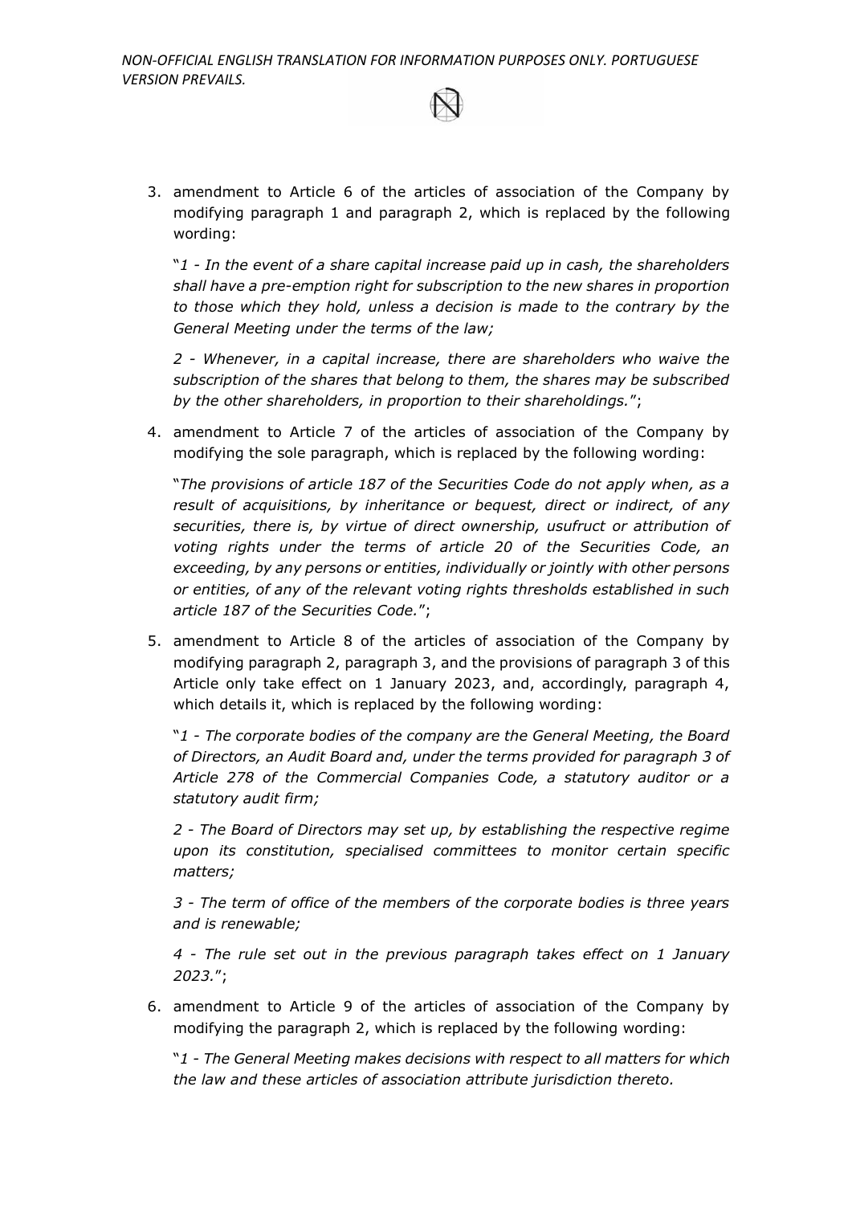3. amendment to Article 6 of the articles of association of the Company by modifying paragraph 1 and paragraph 2, which is replaced by the following wording:

   "*1 - In the event of a share capital increase paid up in cash, the shareholders shall have a pre-emption right for subscription to the new shares in proportion to those which they hold, unless a decision is made to the contrary by the General Meeting under the terms of the law;*

   *2 - Whenever, in a capital increase, there are shareholders who waive the subscription of the shares that belong to them, the shares may be subscribed by the other shareholders, in proportion to their shareholdings.*";

4. amendment to Article 7 of the articles of association of the Company by modifying the sole paragraph, which is replaced by the following wording:

   "*The provisions of article 187 of the Securities Code do not apply when, as a result of acquisitions, by inheritance or bequest, direct or indirect, of any securities, there is, by virtue of direct ownership, usufruct or attribution of voting rights under the terms of article 20 of the Securities Code, an exceeding, by any persons or entities, individually or jointly with other persons or entities, of any of the relevant voting rights thresholds established in such article 187 of the Securities Code.*";

5. amendment to Article 8 of the articles of association of the Company by modifying paragraph 2, paragraph 3, and the provisions of paragraph 3 of this Article only take effect on 1 January 2023, and, accordingly, paragraph 4, which details it, which is replaced by the following wording:

   "*1 - The corporate bodies of the company are the General Meeting, the Board of Directors, an Audit Board and, under the terms provided for paragraph 3 of Article 278 of the Commercial Companies Code, a statutory auditor or a statutory audit firm;*

   *2 - The Board of Directors may set up, by establishing the respective regime upon its constitution, specialised committees to monitor certain specific matters;*

   *3 - The term of office of the members of the corporate bodies is three years and is renewable;*

   *4 - The rule set out in the previous paragraph takes effect on 1 January 2023.*";

6. amendment to Article 9 of the articles of association of the Company by modifying the paragraph 2, which is replaced by the following wording:

   "*1 - The General Meeting makes decisions with respect to all matters for which the law and these articles of association attribute jurisdiction thereto.*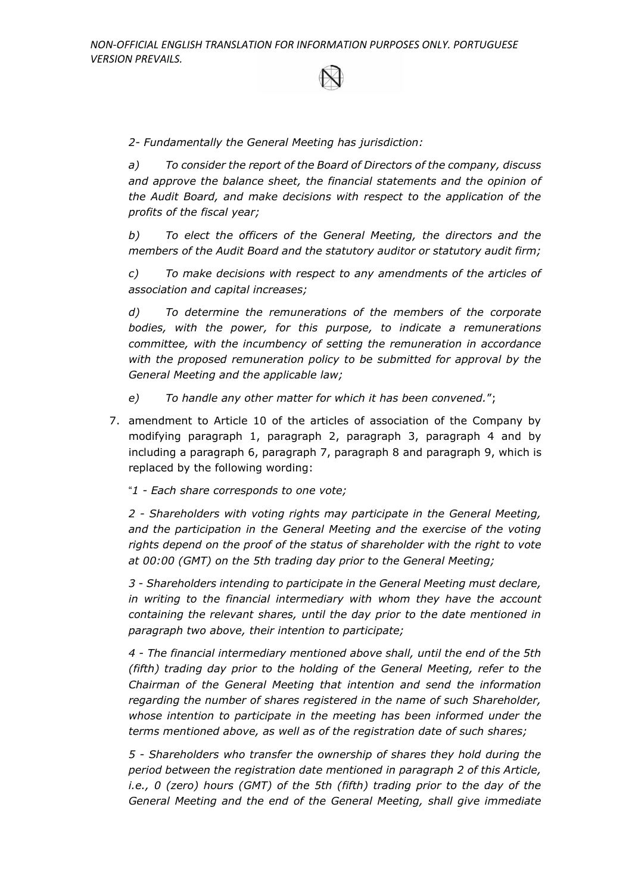*2- Fundamentally the General Meeting has jurisdiction:*

*a) To consider the report of the Board of Directors of the company, discuss and approve the balance sheet, the financial statements and the opinion of the Audit Board, and make decisions with respect to the application of the profits of the fiscal year;*

*b) To elect the officers of the General Meeting, the directors and the members of the Audit Board and the statutory auditor or statutory audit firm;*

*c) To make decisions with respect to any amendments of the articles of association and capital increases;*

*d) To determine the remunerations of the members of the corporate bodies, with the power, for this purpose, to indicate a remunerations committee, with the incumbency of setting the remuneration in accordance with the proposed remuneration policy to be submitted for approval by the General Meeting and the applicable law;*

*e) To handle any other matter for which it has been convened.*";

7. amendment to Article 10 of the articles of association of the Company by modifying paragraph 1, paragraph 2, paragraph 3, paragraph 4 and by including a paragraph 6, paragraph 7, paragraph 8 and paragraph 9, which is replaced by the following wording:

   "*1 - Each share corresponds to one vote;*

   *2 - Shareholders with voting rights may participate in the General Meeting, and the participation in the General Meeting and the exercise of the voting rights depend on the proof of the status of shareholder with the right to vote at 00:00 (GMT) on the 5th trading day prior to the General Meeting;*

   *3 - Shareholders intending to participate in the General Meeting must declare, in writing to the financial intermediary with whom they have the account containing the relevant shares, until the day prior to the date mentioned in paragraph two above, their intention to participate;*

   *4 - The financial intermediary mentioned above shall, until the end of the 5th (fifth) trading day prior to the holding of the General Meeting, refer to the Chairman of the General Meeting that intention and send the information regarding the number of shares registered in the name of such Shareholder, whose intention to participate in the meeting has been informed under the terms mentioned above, as well as of the registration date of such shares;*

   *5 - Shareholders who transfer the ownership of shares they hold during the period between the registration date mentioned in paragraph 2 of this Article, i.e., 0 (zero) hours (GMT) of the 5th (fifth) trading prior to the day of the General Meeting and the end of the General Meeting, shall give immediate*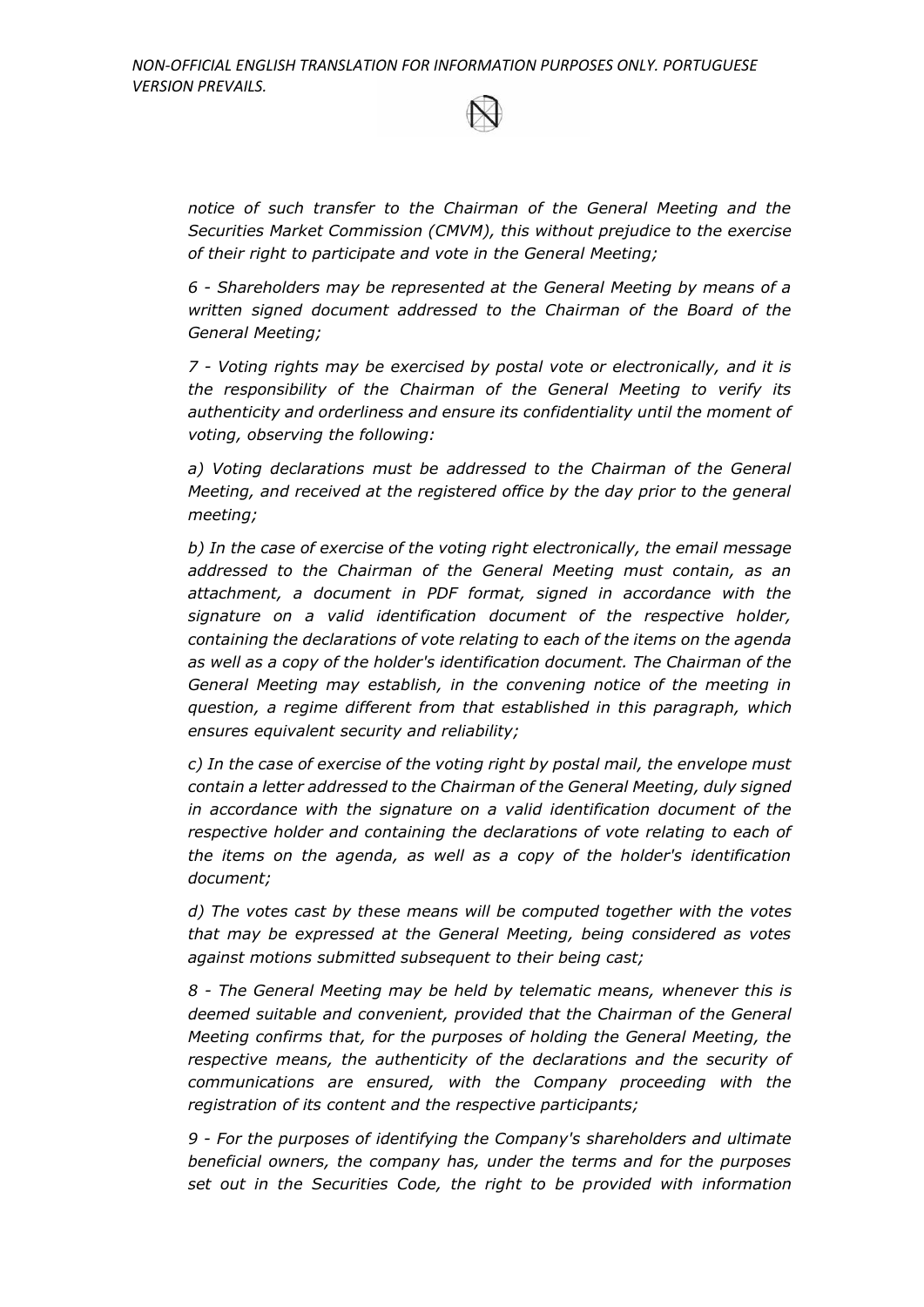*notice of such transfer to the Chairman of the General Meeting and the Securities Market Commission (CMVM), this without prejudice to the exercise of their right to participate and vote in the General Meeting;*

*6 - Shareholders may be represented at the General Meeting by means of a written signed document addressed to the Chairman of the Board of the General Meeting;*

*7 - Voting rights may be exercised by postal vote or electronically, and it is the responsibility of the Chairman of the General Meeting to verify its authenticity and orderliness and ensure its confidentiality until the moment of voting, observing the following:*

*a) Voting declarations must be addressed to the Chairman of the General Meeting, and received at the registered office by the day prior to the general meeting;*

*b) In the case of exercise of the voting right electronically, the email message addressed to the Chairman of the General Meeting must contain, as an attachment, a document in PDF format, signed in accordance with the signature on a valid identification document of the respective holder, containing the declarations of vote relating to each of the items on the agenda as well as a copy of the holder's identification document. The Chairman of the General Meeting may establish, in the convening notice of the meeting in question, a regime different from that established in this paragraph, which ensures equivalent security and reliability;*

*c) In the case of exercise of the voting right by postal mail, the envelope must contain a letter addressed to the Chairman of the General Meeting, duly signed in accordance with the signature on a valid identification document of the respective holder and containing the declarations of vote relating to each of the items on the agenda, as well as a copy of the holder's identification document;*

*d) The votes cast by these means will be computed together with the votes that may be expressed at the General Meeting, being considered as votes against motions submitted subsequent to their being cast;*

*8 - The General Meeting may be held by telematic means, whenever this is deemed suitable and convenient, provided that the Chairman of the General Meeting confirms that, for the purposes of holding the General Meeting, the respective means, the authenticity of the declarations and the security of communications are ensured, with the Company proceeding with the registration of its content and the respective participants;*

*9 - For the purposes of identifying the Company's shareholders and ultimate beneficial owners, the company has, under the terms and for the purposes set out in the Securities Code, the right to be provided with information*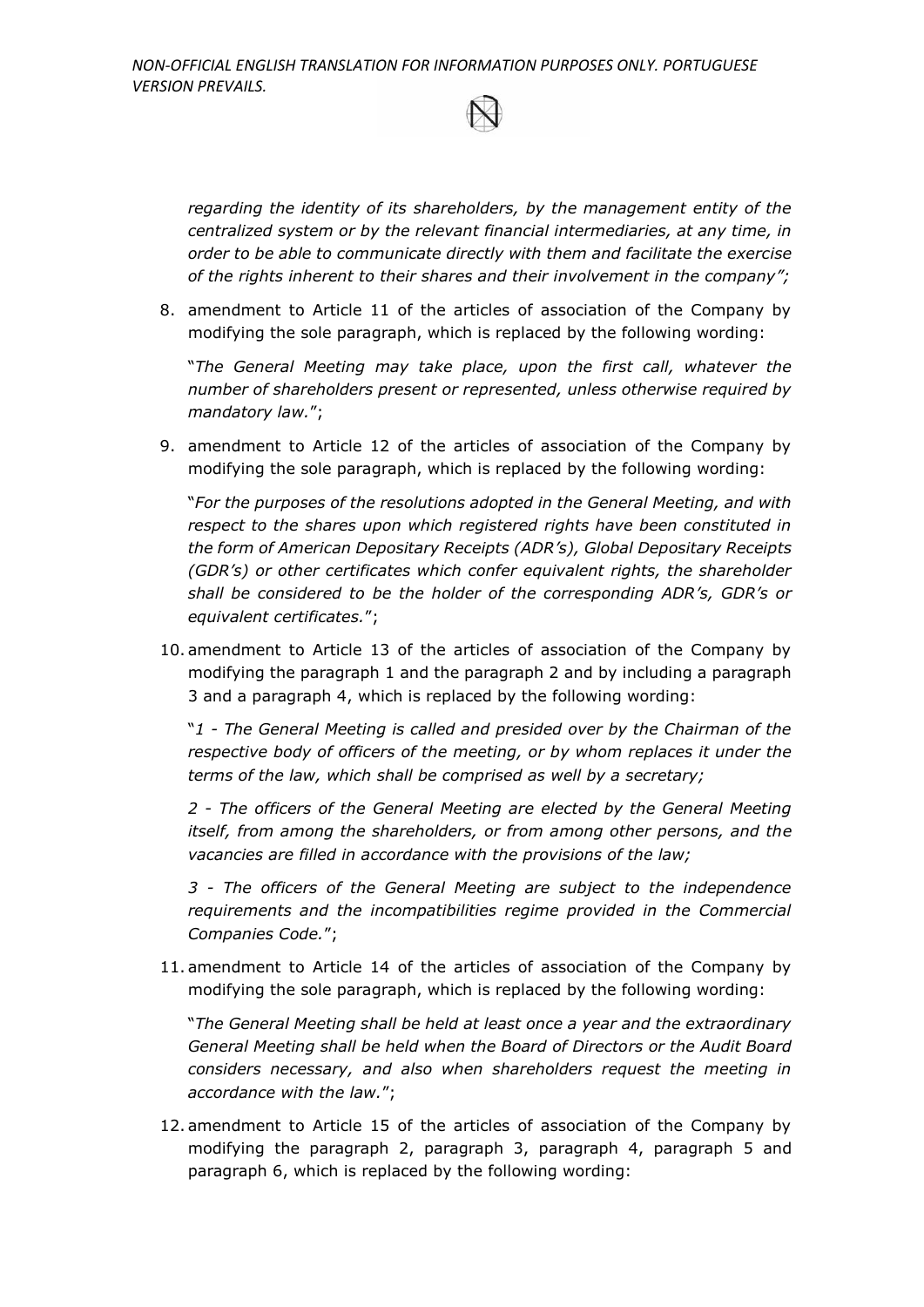*regarding the identity of its shareholders, by the management entity of the centralized system or by the relevant financial intermediaries, at any time, in order to be able to communicate directly with them and facilitate the exercise of the rights inherent to their shares and their involvement in the company";*

8. amendment to Article 11 of the articles of association of the Company by modifying the sole paragraph, which is replaced by the following wording:

   "*The General Meeting may take place, upon the first call, whatever the number of shareholders present or represented, unless otherwise required by mandatory law.*";

9. amendment to Article 12 of the articles of association of the Company by modifying the sole paragraph, which is replaced by the following wording:

   "*For the purposes of the resolutions adopted in the General Meeting, and with respect to the shares upon which registered rights have been constituted in the form of American Depositary Receipts (ADR's), Global Depositary Receipts (GDR's) or other certificates which confer equivalent rights, the shareholder shall be considered to be the holder of the corresponding ADR's, GDR's or equivalent certificates.*";

10. amendment to Article 13 of the articles of association of the Company by modifying the paragraph 1 and the paragraph 2 and by including a paragraph 3 and a paragraph 4, which is replaced by the following wording:

    "*1 - The General Meeting is called and presided over by the Chairman of the respective body of officers of the meeting, or by whom replaces it under the terms of the law, which shall be comprised as well by a secretary;*

    *2 - The officers of the General Meeting are elected by the General Meeting itself, from among the shareholders, or from among other persons, and the vacancies are filled in accordance with the provisions of the law;*

    *3 - The officers of the General Meeting are subject to the independence requirements and the incompatibilities regime provided in the Commercial Companies Code.*";

11. amendment to Article 14 of the articles of association of the Company by modifying the sole paragraph, which is replaced by the following wording:

    "*The General Meeting shall be held at least once a year and the extraordinary General Meeting shall be held when the Board of Directors or the Audit Board considers necessary, and also when shareholders request the meeting in accordance with the law.*";

12. amendment to Article 15 of the articles of association of the Company by modifying the paragraph 2, paragraph 3, paragraph 4, paragraph 5 and paragraph 6, which is replaced by the following wording: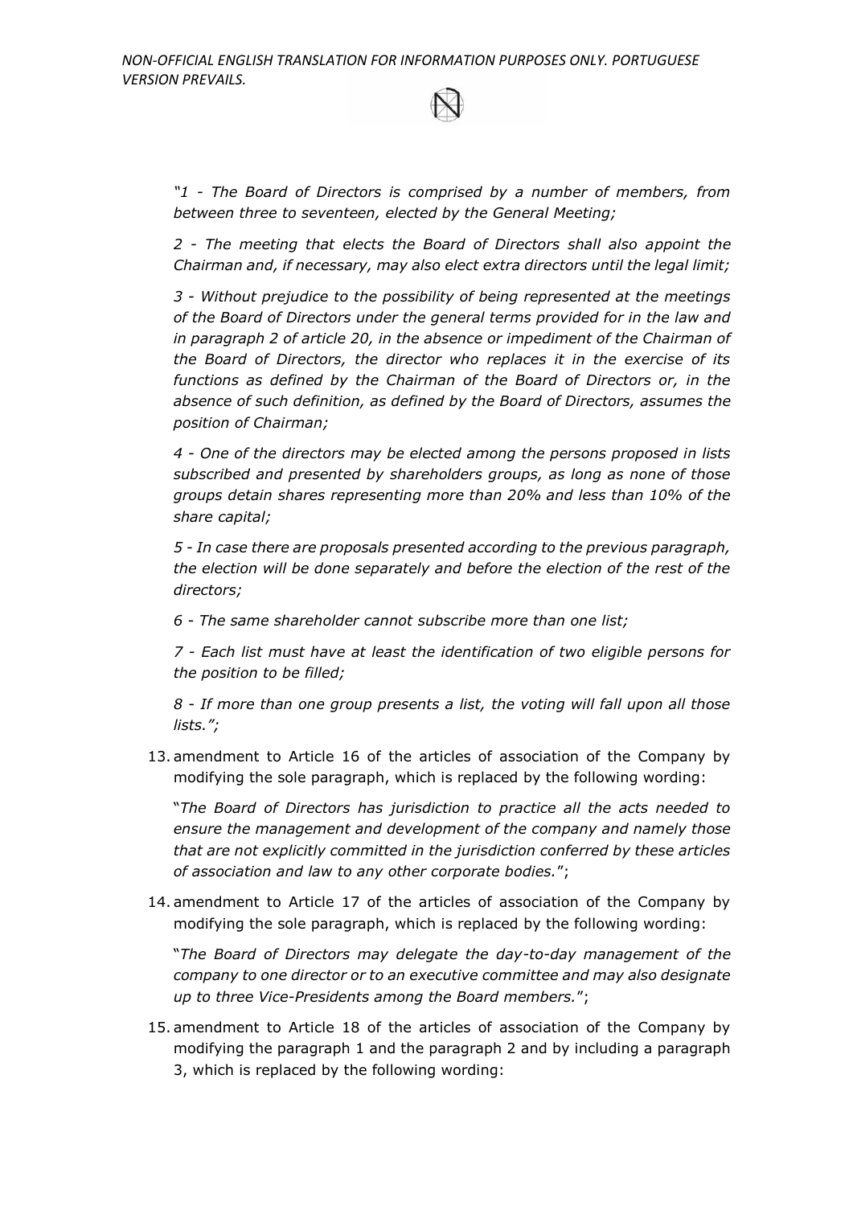*"1 - The Board of Directors is comprised by a number of members, from between three to seventeen, elected by the General Meeting;*

*2 - The meeting that elects the Board of Directors shall also appoint the Chairman and, if necessary, may also elect extra directors until the legal limit;*

*3 - Without prejudice to the possibility of being represented at the meetings of the Board of Directors under the general terms provided for in the law and in paragraph 2 of article 20, in the absence or impediment of the Chairman of the Board of Directors, the director who replaces it in the exercise of its functions as defined by the Chairman of the Board of Directors or, in the absence of such definition, as defined by the Board of Directors, assumes the position of Chairman;*

*4 - One of the directors may be elected among the persons proposed in lists subscribed and presented by shareholders groups, as long as none of those groups detain shares representing more than 20% and less than 10% of the share capital;*

*5 - In case there are proposals presented according to the previous paragraph, the election will be done separately and before the election of the rest of the directors;*

*6 - The same shareholder cannot subscribe more than one list;*

*7 - Each list must have at least the identification of two eligible persons for the position to be filled;*

*8 - If more than one group presents a list, the voting will fall upon all those lists.";*

13. amendment to Article 16 of the articles of association of the Company by modifying the sole paragraph, which is replaced by the following wording:

    "*The Board of Directors has jurisdiction to practice all the acts needed to ensure the management and development of the company and namely those that are not explicitly committed in the jurisdiction conferred by these articles of association and law to any other corporate bodies.*";

14. amendment to Article 17 of the articles of association of the Company by modifying the sole paragraph, which is replaced by the following wording:

    "*The Board of Directors may delegate the day-to-day management of the company to one director or to an executive committee and may also designate up to three Vice-Presidents among the Board members.*";

15. amendment to Article 18 of the articles of association of the Company by modifying the paragraph 1 and the paragraph 2 and by including a paragraph 3, which is replaced by the following wording: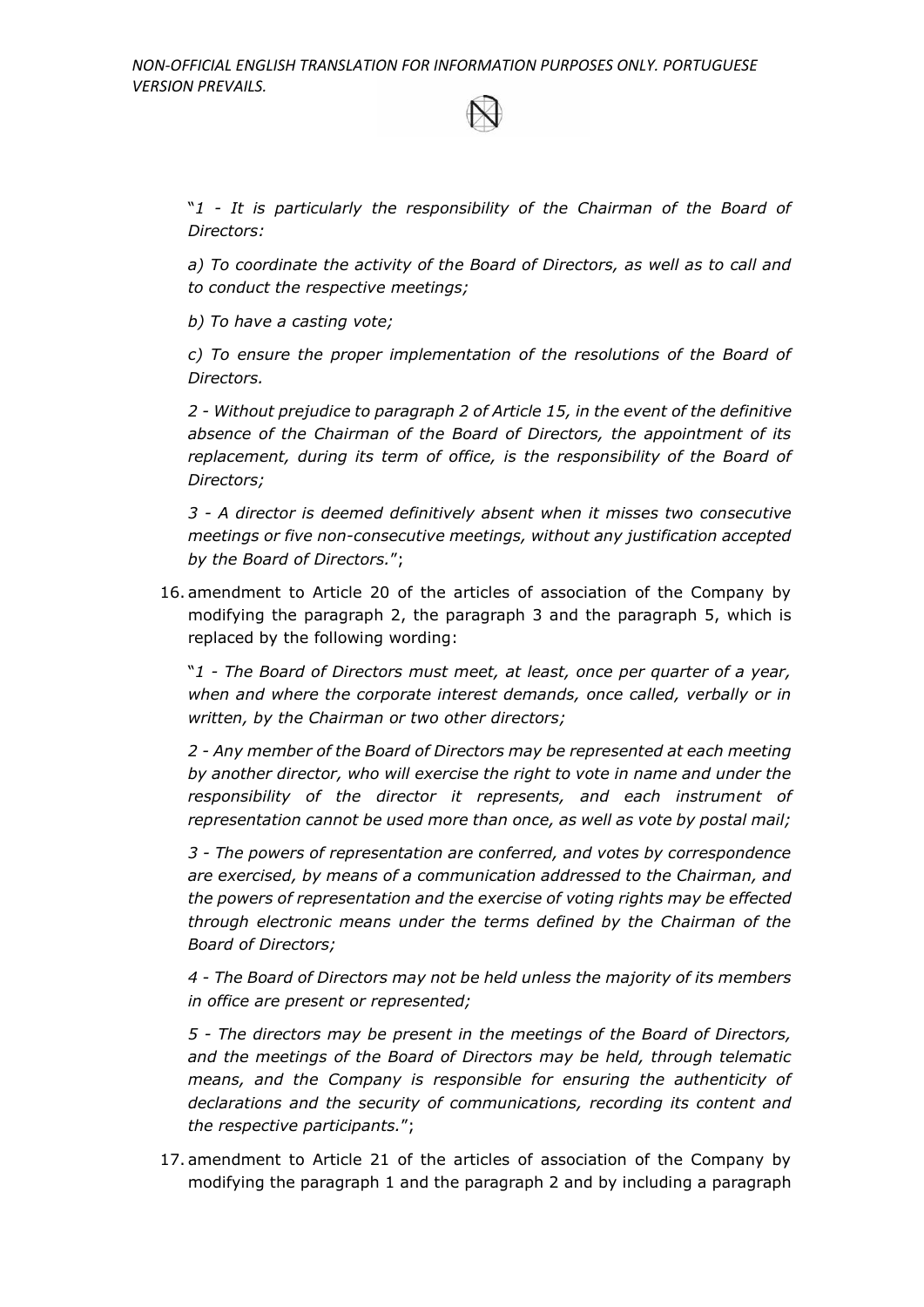"*1 - It is particularly the responsibility of the Chairman of the Board of Directors:*

*a) To coordinate the activity of the Board of Directors, as well as to call and to conduct the respective meetings;*

*b) To have a casting vote;*

*c) To ensure the proper implementation of the resolutions of the Board of Directors.*

*2 - Without prejudice to paragraph 2 of Article 15, in the event of the definitive absence of the Chairman of the Board of Directors, the appointment of its replacement, during its term of office, is the responsibility of the Board of Directors;*

*3 - A director is deemed definitively absent when it misses two consecutive meetings or five non-consecutive meetings, without any justification accepted by the Board of Directors.*";

16. amendment to Article 20 of the articles of association of the Company by modifying the paragraph 2, the paragraph 3 and the paragraph 5, which is replaced by the following wording:

    "*1 - The Board of Directors must meet, at least, once per quarter of a year, when and where the corporate interest demands, once called, verbally or in written, by the Chairman or two other directors;*

    *2 - Any member of the Board of Directors may be represented at each meeting by another director, who will exercise the right to vote in name and under the responsibility of the director it represents, and each instrument of representation cannot be used more than once, as well as vote by postal mail;*

    *3 - The powers of representation are conferred, and votes by correspondence are exercised, by means of a communication addressed to the Chairman, and the powers of representation and the exercise of voting rights may be effected through electronic means under the terms defined by the Chairman of the Board of Directors;*

    *4 - The Board of Directors may not be held unless the majority of its members in office are present or represented;*

    *5 - The directors may be present in the meetings of the Board of Directors, and the meetings of the Board of Directors may be held, through telematic means, and the Company is responsible for ensuring the authenticity of declarations and the security of communications, recording its content and the respective participants.*";

17. amendment to Article 21 of the articles of association of the Company by modifying the paragraph 1 and the paragraph 2 and by including a paragraph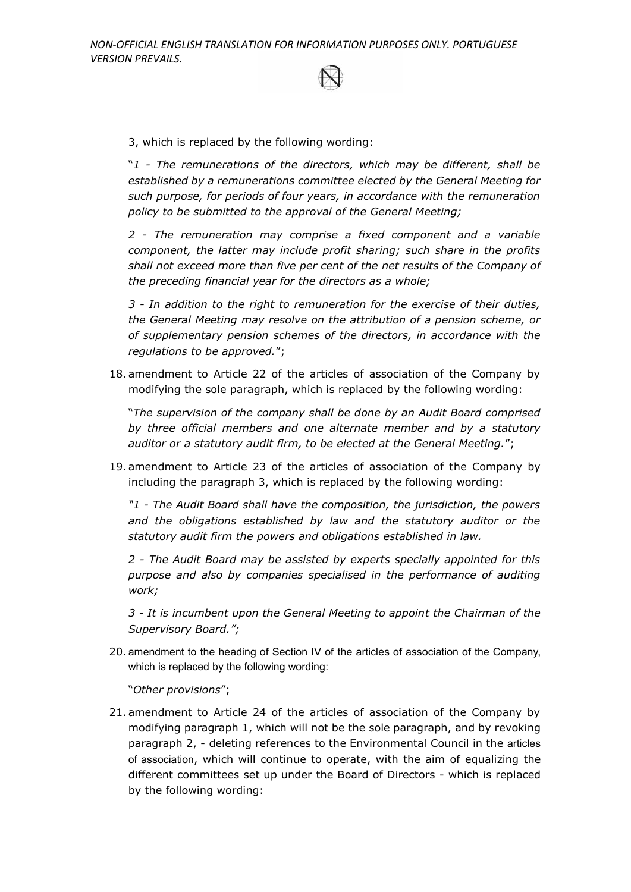3, which is replaced by the following wording:

"*1 - The remunerations of the directors, which may be different, shall be established by a remunerations committee elected by the General Meeting for such purpose, for periods of four years, in accordance with the remuneration policy to be submitted to the approval of the General Meeting;*

*2 - The remuneration may comprise a fixed component and a variable component, the latter may include profit sharing; such share in the profits shall not exceed more than five per cent of the net results of the Company of the preceding financial year for the directors as a whole;*

*3 - In addition to the right to remuneration for the exercise of their duties, the General Meeting may resolve on the attribution of a pension scheme, or of supplementary pension schemes of the directors, in accordance with the regulations to be approved.*";

18. amendment to Article 22 of the articles of association of the Company by modifying the sole paragraph, which is replaced by the following wording:

    "*The supervision of the company shall be done by an Audit Board comprised by three official members and one alternate member and by a statutory auditor or a statutory audit firm, to be elected at the General Meeting.*";

19. amendment to Article 23 of the articles of association of the Company by including the paragraph 3, which is replaced by the following wording:

    *"1 - The Audit Board shall have the composition, the jurisdiction, the powers and the obligations established by law and the statutory auditor or the statutory audit firm the powers and obligations established in law.*

    *2 - The Audit Board may be assisted by experts specially appointed for this purpose and also by companies specialised in the performance of auditing work;*

    *3 - It is incumbent upon the General Meeting to appoint the Chairman of the Supervisory Board.";*

20. amendment to the heading of Section IV of the articles of association of the Company, which is replaced by the following wording:

    "*Other provisions*";

21. amendment to Article 24 of the articles of association of the Company by modifying paragraph 1, which will not be the sole paragraph, and by revoking paragraph 2, - deleting references to the Environmental Council in the articles of association, which will continue to operate, with the aim of equalizing the different committees set up under the Board of Directors - which is replaced by the following wording: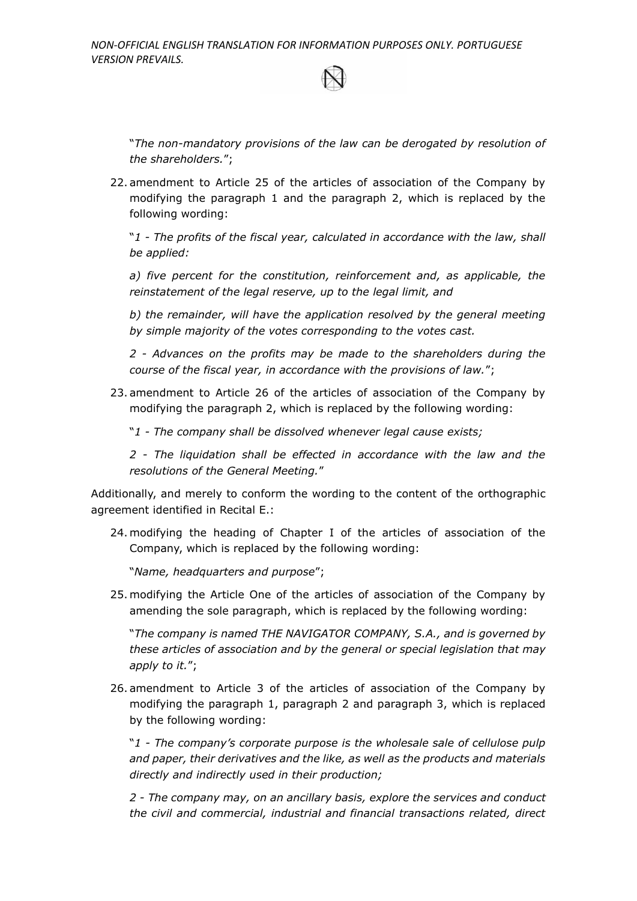"*The non-mandatory provisions of the law can be derogated by resolution of the shareholders.*";

22. amendment to Article 25 of the articles of association of the Company by modifying the paragraph 1 and the paragraph 2, which is replaced by the following wording:

    "*1 - The profits of the fiscal year, calculated in accordance with the law, shall be applied:*

    *a) five percent for the constitution, reinforcement and, as applicable, the reinstatement of the legal reserve, up to the legal limit, and*

    *b) the remainder, will have the application resolved by the general meeting by simple majority of the votes corresponding to the votes cast.*

    *2 - Advances on the profits may be made to the shareholders during the course of the fiscal year, in accordance with the provisions of law.*";

23. amendment to Article 26 of the articles of association of the Company by modifying the paragraph 2, which is replaced by the following wording:

    "*1 - The company shall be dissolved whenever legal cause exists;*

    *2 - The liquidation shall be effected in accordance with the law and the resolutions of the General Meeting.*"

Additionally, and merely to conform the wording to the content of the orthographic agreement identified in Recital E.:

24. modifying the heading of Chapter I of the articles of association of the Company, which is replaced by the following wording:

    "*Name, headquarters and purpose*";

25. modifying the Article One of the articles of association of the Company by amending the sole paragraph, which is replaced by the following wording:

    "*The company is named THE NAVIGATOR COMPANY, S.A., and is governed by these articles of association and by the general or special legislation that may apply to it.*";

26. amendment to Article 3 of the articles of association of the Company by modifying the paragraph 1, paragraph 2 and paragraph 3, which is replaced by the following wording:

    "*1 - The company's corporate purpose is the wholesale sale of cellulose pulp and paper, their derivatives and the like, as well as the products and materials directly and indirectly used in their production;*

    *2 - The company may, on an ancillary basis, explore the services and conduct the civil and commercial, industrial and financial transactions related, direct*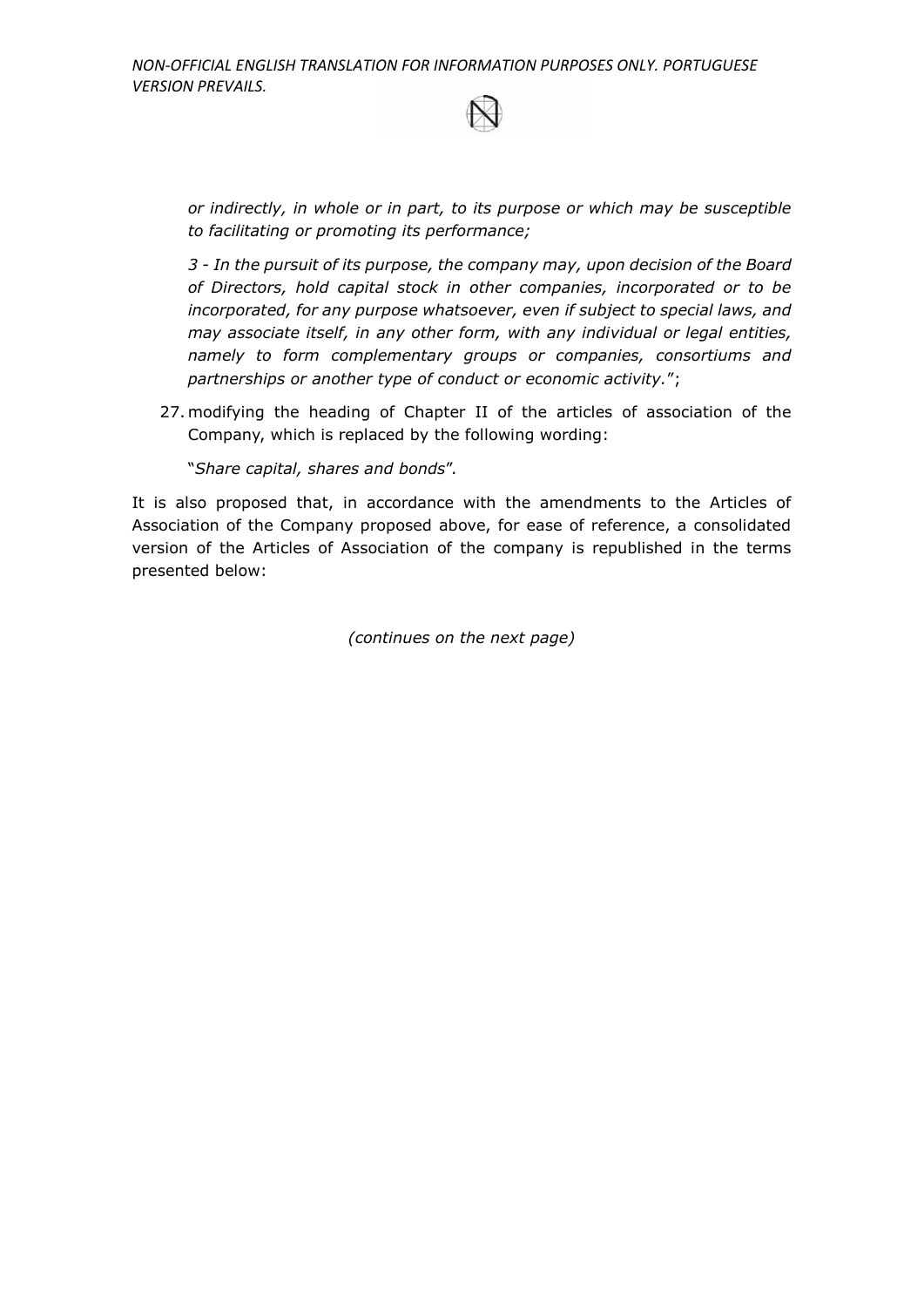*or indirectly, in whole or in part, to its purpose or which may be susceptible to facilitating or promoting its performance;*

*3 - In the pursuit of its purpose, the company may, upon decision of the Board of Directors, hold capital stock in other companies, incorporated or to be incorporated, for any purpose whatsoever, even if subject to special laws, and may associate itself, in any other form, with any individual or legal entities, namely to form complementary groups or companies, consortiums and partnerships or another type of conduct or economic activity.*";

27. modifying the heading of Chapter II of the articles of association of the Company, which is replaced by the following wording:

"*Share capital, shares and bonds*".

It is also proposed that, in accordance with the amendments to the Articles of Association of the Company proposed above, for ease of reference, a consolidated version of the Articles of Association of the company is republished in the terms presented below:

*(continues on the next page)*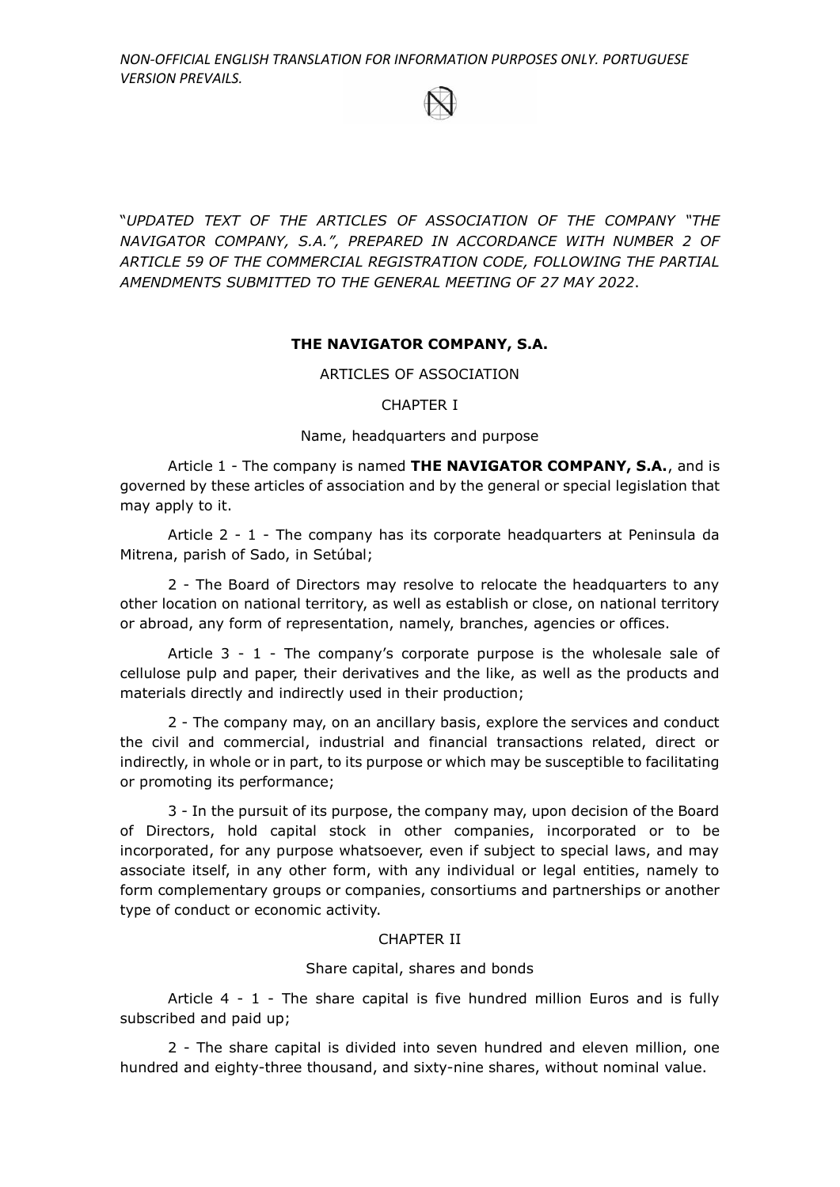*NON-OFFICIAL ENGLISH TRANSLATION FOR INFORMATION PURPOSES ONLY. PORTUGUESE VERSION PREVAILS.*

"*UPDATED TEXT OF THE ARTICLES OF ASSOCIATION OF THE COMPANY "THE NAVIGATOR COMPANY, S.A.", PREPARED IN ACCORDANCE WITH NUMBER 2 OF ARTICLE 59 OF THE COMMERCIAL REGISTRATION CODE, FOLLOWING THE PARTIAL AMENDMENTS SUBMITTED TO THE GENERAL MEETING OF 27 MAY 2022*.

# THE NAVIGATOR COMPANY, S.A.

## ARTICLES OF ASSOCIATION

## CHAPTER I

### Name, headquarters and purpose

Article 1 - The company is named **THE NAVIGATOR COMPANY, S.A.**, and is governed by these articles of association and by the general or special legislation that may apply to it.

Article 2 - 1 - The company has its corporate headquarters at Peninsula da Mitrena, parish of Sado, in Setúbal;

2 - The Board of Directors may resolve to relocate the headquarters to any other location on national territory, as well as establish or close, on national territory or abroad, any form of representation, namely, branches, agencies or offices.

Article 3 - 1 - The company's corporate purpose is the wholesale sale of cellulose pulp and paper, their derivatives and the like, as well as the products and materials directly and indirectly used in their production;

2 - The company may, on an ancillary basis, explore the services and conduct the civil and commercial, industrial and financial transactions related, direct or indirectly, in whole or in part, to its purpose or which may be susceptible to facilitating or promoting its performance;

3 - In the pursuit of its purpose, the company may, upon decision of the Board of Directors, hold capital stock in other companies, incorporated or to be incorporated, for any purpose whatsoever, even if subject to special laws, and may associate itself, in any other form, with any individual or legal entities, namely to form complementary groups or companies, consortiums and partnerships or another type of conduct or economic activity.

## CHAPTER II

### Share capital, shares and bonds

Article 4 - 1 - The share capital is five hundred million Euros and is fully subscribed and paid up;

2 - The share capital is divided into seven hundred and eleven million, one hundred and eighty-three thousand, and sixty-nine shares, without nominal value.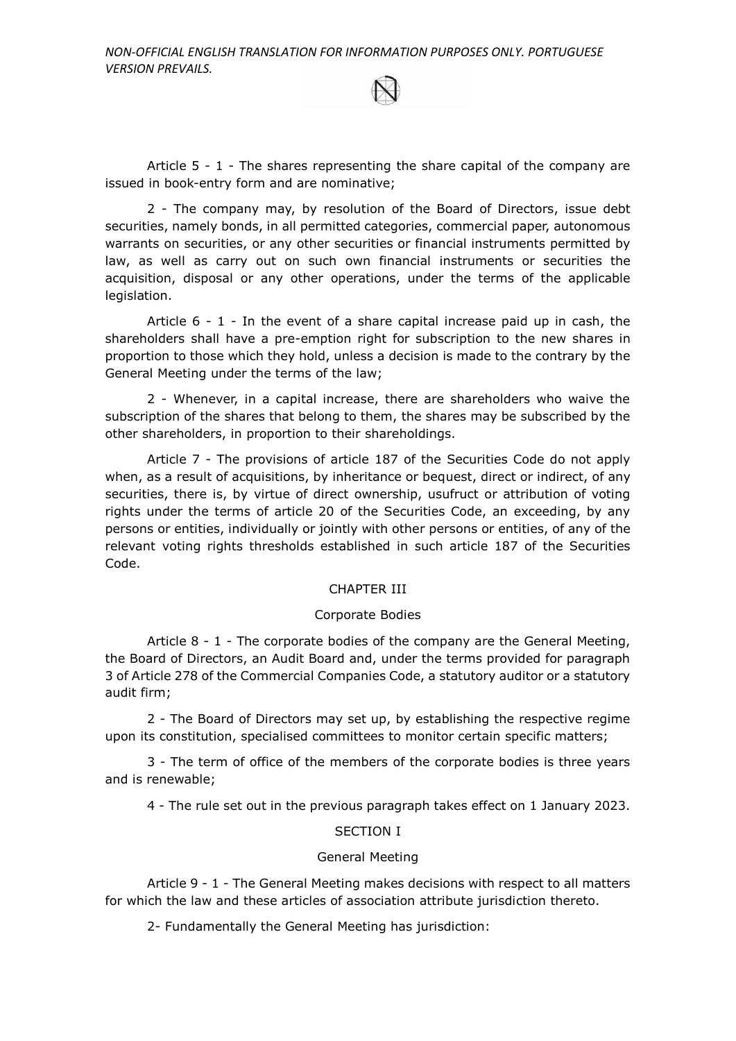Article 5 - 1 - The shares representing the share capital of the company are issued in book-entry form and are nominative;

2 - The company may, by resolution of the Board of Directors, issue debt securities, namely bonds, in all permitted categories, commercial paper, autonomous warrants on securities, or any other securities or financial instruments permitted by law, as well as carry out on such own financial instruments or securities the acquisition, disposal or any other operations, under the terms of the applicable legislation.

Article 6 - 1 - In the event of a share capital increase paid up in cash, the shareholders shall have a pre-emption right for subscription to the new shares in proportion to those which they hold, unless a decision is made to the contrary by the General Meeting under the terms of the law;

2 - Whenever, in a capital increase, there are shareholders who waive the subscription of the shares that belong to them, the shares may be subscribed by the other shareholders, in proportion to their shareholdings.

Article 7 - The provisions of article 187 of the Securities Code do not apply when, as a result of acquisitions, by inheritance or bequest, direct or indirect, of any securities, there is, by virtue of direct ownership, usufruct or attribution of voting rights under the terms of article 20 of the Securities Code, an exceeding, by any persons or entities, individually or jointly with other persons or entities, of any of the relevant voting rights thresholds established in such article 187 of the Securities Code.

## CHAPTER III

## Corporate Bodies

Article 8 - 1 - The corporate bodies of the company are the General Meeting, the Board of Directors, an Audit Board and, under the terms provided for paragraph 3 of Article 278 of the Commercial Companies Code, a statutory auditor or a statutory audit firm;

2 - The Board of Directors may set up, by establishing the respective regime upon its constitution, specialised committees to monitor certain specific matters;

3 - The term of office of the members of the corporate bodies is three years and is renewable;

4 - The rule set out in the previous paragraph takes effect on 1 January 2023.

### SECTION I

### General Meeting

Article 9 - 1 - The General Meeting makes decisions with respect to all matters for which the law and these articles of association attribute jurisdiction thereto.

2- Fundamentally the General Meeting has jurisdiction: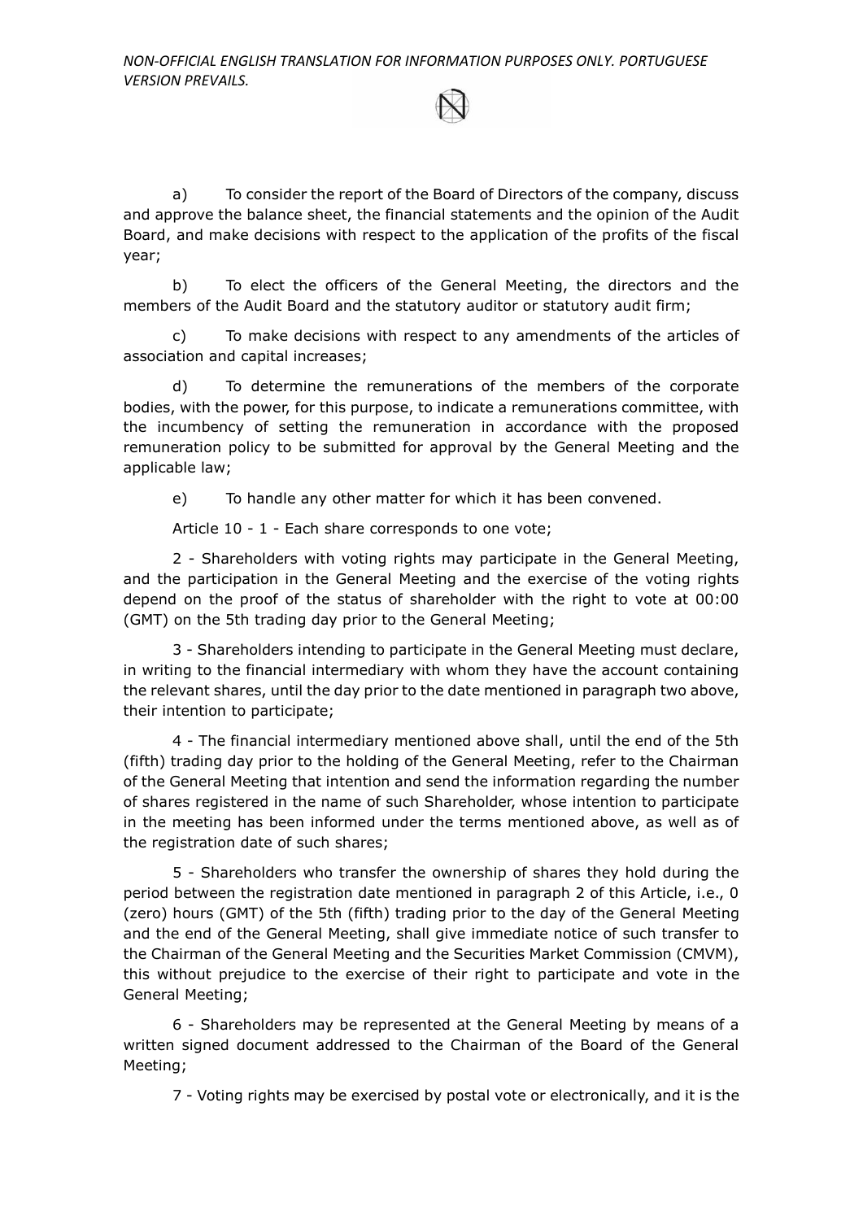a) To consider the report of the Board of Directors of the company, discuss and approve the balance sheet, the financial statements and the opinion of the Audit Board, and make decisions with respect to the application of the profits of the fiscal year;

b) To elect the officers of the General Meeting, the directors and the members of the Audit Board and the statutory auditor or statutory audit firm;

c) To make decisions with respect to any amendments of the articles of association and capital increases;

d) To determine the remunerations of the members of the corporate bodies, with the power, for this purpose, to indicate a remunerations committee, with the incumbency of setting the remuneration in accordance with the proposed remuneration policy to be submitted for approval by the General Meeting and the applicable law;

e) To handle any other matter for which it has been convened.

Article 10 - 1 - Each share corresponds to one vote;

2 - Shareholders with voting rights may participate in the General Meeting, and the participation in the General Meeting and the exercise of the voting rights depend on the proof of the status of shareholder with the right to vote at 00:00 (GMT) on the 5th trading day prior to the General Meeting;

3 - Shareholders intending to participate in the General Meeting must declare, in writing to the financial intermediary with whom they have the account containing the relevant shares, until the day prior to the date mentioned in paragraph two above, their intention to participate;

4 - The financial intermediary mentioned above shall, until the end of the 5th (fifth) trading day prior to the holding of the General Meeting, refer to the Chairman of the General Meeting that intention and send the information regarding the number of shares registered in the name of such Shareholder, whose intention to participate in the meeting has been informed under the terms mentioned above, as well as of the registration date of such shares;

5 - Shareholders who transfer the ownership of shares they hold during the period between the registration date mentioned in paragraph 2 of this Article, i.e., 0 (zero) hours (GMT) of the 5th (fifth) trading prior to the day of the General Meeting and the end of the General Meeting, shall give immediate notice of such transfer to the Chairman of the General Meeting and the Securities Market Commission (CMVM), this without prejudice to the exercise of their right to participate and vote in the General Meeting;

6 - Shareholders may be represented at the General Meeting by means of a written signed document addressed to the Chairman of the Board of the General Meeting;

7 - Voting rights may be exercised by postal vote or electronically, and it is the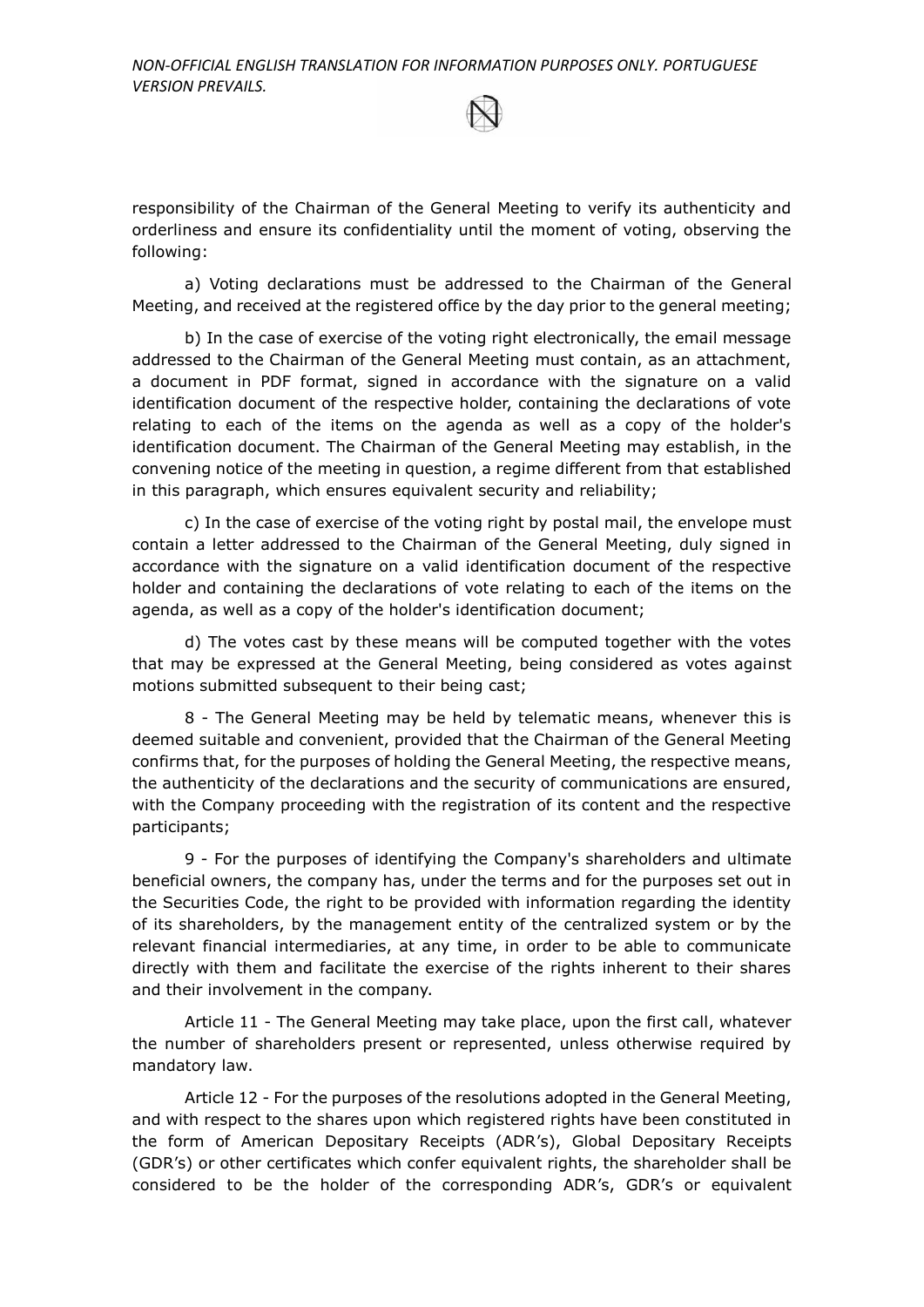responsibility of the Chairman of the General Meeting to verify its authenticity and orderliness and ensure its confidentiality until the moment of voting, observing the following:

a) Voting declarations must be addressed to the Chairman of the General Meeting, and received at the registered office by the day prior to the general meeting;

b) In the case of exercise of the voting right electronically, the email message addressed to the Chairman of the General Meeting must contain, as an attachment, a document in PDF format, signed in accordance with the signature on a valid identification document of the respective holder, containing the declarations of vote relating to each of the items on the agenda as well as a copy of the holder's identification document. The Chairman of the General Meeting may establish, in the convening notice of the meeting in question, a regime different from that established in this paragraph, which ensures equivalent security and reliability;

c) In the case of exercise of the voting right by postal mail, the envelope must contain a letter addressed to the Chairman of the General Meeting, duly signed in accordance with the signature on a valid identification document of the respective holder and containing the declarations of vote relating to each of the items on the agenda, as well as a copy of the holder's identification document;

d) The votes cast by these means will be computed together with the votes that may be expressed at the General Meeting, being considered as votes against motions submitted subsequent to their being cast;

8 - The General Meeting may be held by telematic means, whenever this is deemed suitable and convenient, provided that the Chairman of the General Meeting confirms that, for the purposes of holding the General Meeting, the respective means, the authenticity of the declarations and the security of communications are ensured, with the Company proceeding with the registration of its content and the respective participants;

9 - For the purposes of identifying the Company's shareholders and ultimate beneficial owners, the company has, under the terms and for the purposes set out in the Securities Code, the right to be provided with information regarding the identity of its shareholders, by the management entity of the centralized system or by the relevant financial intermediaries, at any time, in order to be able to communicate directly with them and facilitate the exercise of the rights inherent to their shares and their involvement in the company.

Article 11 - The General Meeting may take place, upon the first call, whatever the number of shareholders present or represented, unless otherwise required by mandatory law.

Article 12 - For the purposes of the resolutions adopted in the General Meeting, and with respect to the shares upon which registered rights have been constituted in the form of American Depositary Receipts (ADR's), Global Depositary Receipts (GDR's) or other certificates which confer equivalent rights, the shareholder shall be considered to be the holder of the corresponding ADR's, GDR's or equivalent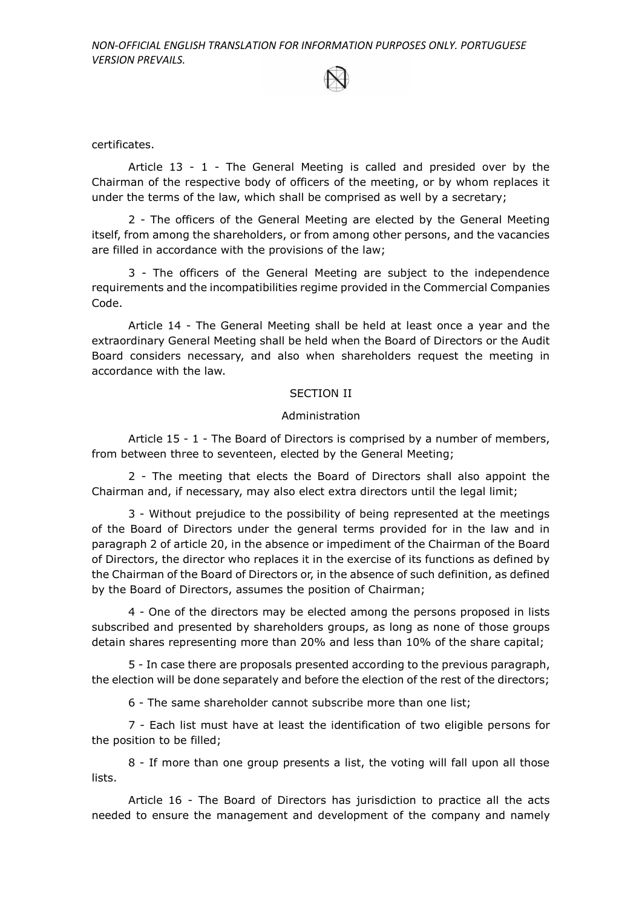certificates.

Article 13 - 1 - The General Meeting is called and presided over by the Chairman of the respective body of officers of the meeting, or by whom replaces it under the terms of the law, which shall be comprised as well by a secretary;

2 - The officers of the General Meeting are elected by the General Meeting itself, from among the shareholders, or from among other persons, and the vacancies are filled in accordance with the provisions of the law;

3 - The officers of the General Meeting are subject to the independence requirements and the incompatibilities regime provided in the Commercial Companies Code.

Article 14 - The General Meeting shall be held at least once a year and the extraordinary General Meeting shall be held when the Board of Directors or the Audit Board considers necessary, and also when shareholders request the meeting in accordance with the law.

## SECTION II

### Administration

Article 15 - 1 - The Board of Directors is comprised by a number of members, from between three to seventeen, elected by the General Meeting;

2 - The meeting that elects the Board of Directors shall also appoint the Chairman and, if necessary, may also elect extra directors until the legal limit;

3 - Without prejudice to the possibility of being represented at the meetings of the Board of Directors under the general terms provided for in the law and in paragraph 2 of article 20, in the absence or impediment of the Chairman of the Board of Directors, the director who replaces it in the exercise of its functions as defined by the Chairman of the Board of Directors or, in the absence of such definition, as defined by the Board of Directors, assumes the position of Chairman;

4 - One of the directors may be elected among the persons proposed in lists subscribed and presented by shareholders groups, as long as none of those groups detain shares representing more than 20% and less than 10% of the share capital;

5 - In case there are proposals presented according to the previous paragraph, the election will be done separately and before the election of the rest of the directors;

6 - The same shareholder cannot subscribe more than one list;

7 - Each list must have at least the identification of two eligible persons for the position to be filled;

8 - If more than one group presents a list, the voting will fall upon all those lists.

Article 16 - The Board of Directors has jurisdiction to practice all the acts needed to ensure the management and development of the company and namely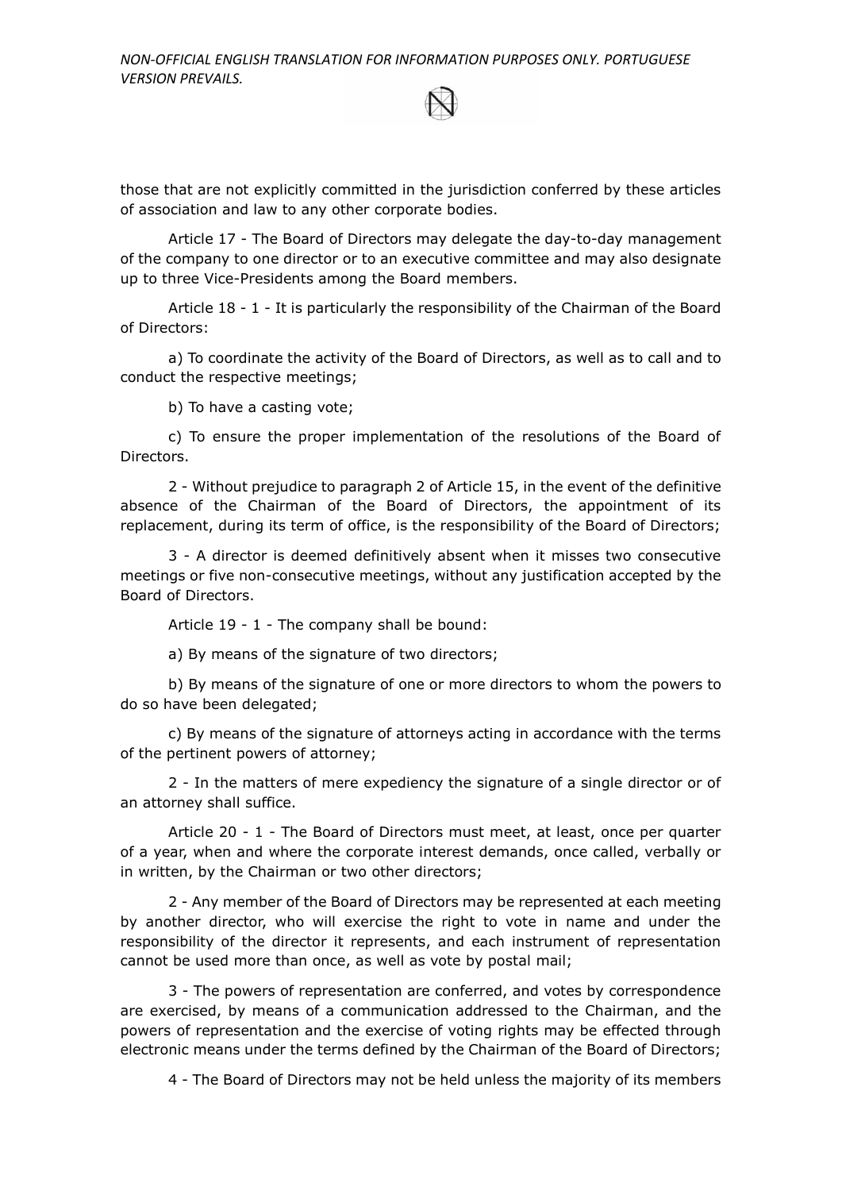those that are not explicitly committed in the jurisdiction conferred by these articles of association and law to any other corporate bodies.

Article 17 - The Board of Directors may delegate the day-to-day management of the company to one director or to an executive committee and may also designate up to three Vice-Presidents among the Board members.

Article 18 - 1 - It is particularly the responsibility of the Chairman of the Board of Directors:

a) To coordinate the activity of the Board of Directors, as well as to call and to conduct the respective meetings;

b) To have a casting vote;

c) To ensure the proper implementation of the resolutions of the Board of Directors.

2 - Without prejudice to paragraph 2 of Article 15, in the event of the definitive absence of the Chairman of the Board of Directors, the appointment of its replacement, during its term of office, is the responsibility of the Board of Directors;

3 - A director is deemed definitively absent when it misses two consecutive meetings or five non-consecutive meetings, without any justification accepted by the Board of Directors.

Article 19 - 1 - The company shall be bound:

a) By means of the signature of two directors;

b) By means of the signature of one or more directors to whom the powers to do so have been delegated;

c) By means of the signature of attorneys acting in accordance with the terms of the pertinent powers of attorney;

2 - In the matters of mere expediency the signature of a single director or of an attorney shall suffice.

Article 20 - 1 - The Board of Directors must meet, at least, once per quarter of a year, when and where the corporate interest demands, once called, verbally or in written, by the Chairman or two other directors;

2 - Any member of the Board of Directors may be represented at each meeting by another director, who will exercise the right to vote in name and under the responsibility of the director it represents, and each instrument of representation cannot be used more than once, as well as vote by postal mail;

3 - The powers of representation are conferred, and votes by correspondence are exercised, by means of a communication addressed to the Chairman, and the powers of representation and the exercise of voting rights may be effected through electronic means under the terms defined by the Chairman of the Board of Directors;

4 - The Board of Directors may not be held unless the majority of its members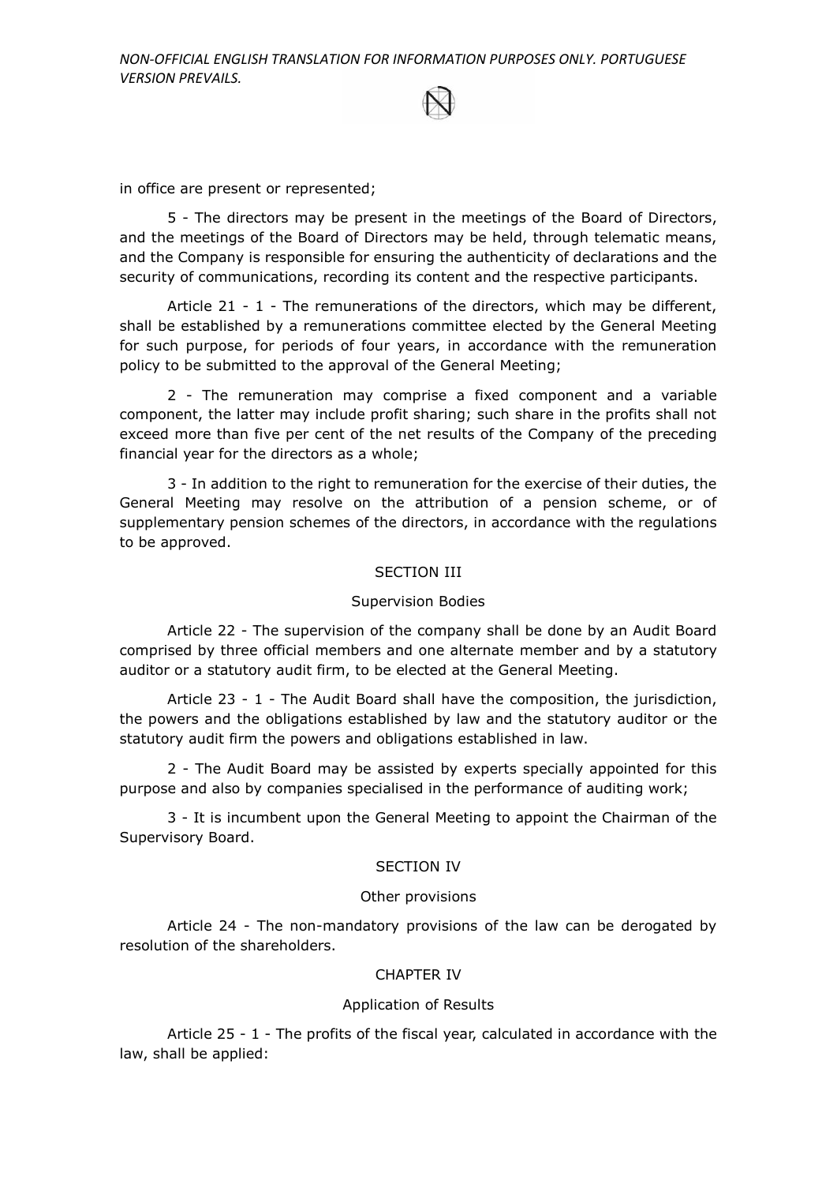in office are present or represented;

5 - The directors may be present in the meetings of the Board of Directors, and the meetings of the Board of Directors may be held, through telematic means, and the Company is responsible for ensuring the authenticity of declarations and the security of communications, recording its content and the respective participants.

Article 21 - 1 - The remunerations of the directors, which may be different, shall be established by a remunerations committee elected by the General Meeting for such purpose, for periods of four years, in accordance with the remuneration policy to be submitted to the approval of the General Meeting;

2 - The remuneration may comprise a fixed component and a variable component, the latter may include profit sharing; such share in the profits shall not exceed more than five per cent of the net results of the Company of the preceding financial year for the directors as a whole;

3 - In addition to the right to remuneration for the exercise of their duties, the General Meeting may resolve on the attribution of a pension scheme, or of supplementary pension schemes of the directors, in accordance with the regulations to be approved.

## SECTION III

### Supervision Bodies

Article 22 - The supervision of the company shall be done by an Audit Board comprised by three official members and one alternate member and by a statutory auditor or a statutory audit firm, to be elected at the General Meeting.

Article 23 - 1 - The Audit Board shall have the composition, the jurisdiction, the powers and the obligations established by law and the statutory auditor or the statutory audit firm the powers and obligations established in law.

2 - The Audit Board may be assisted by experts specially appointed for this purpose and also by companies specialised in the performance of auditing work;

3 - It is incumbent upon the General Meeting to appoint the Chairman of the Supervisory Board.

## SECTION IV

### Other provisions

Article 24 - The non-mandatory provisions of the law can be derogated by resolution of the shareholders.

## CHAPTER IV

### Application of Results

Article 25 - 1 - The profits of the fiscal year, calculated in accordance with the law, shall be applied: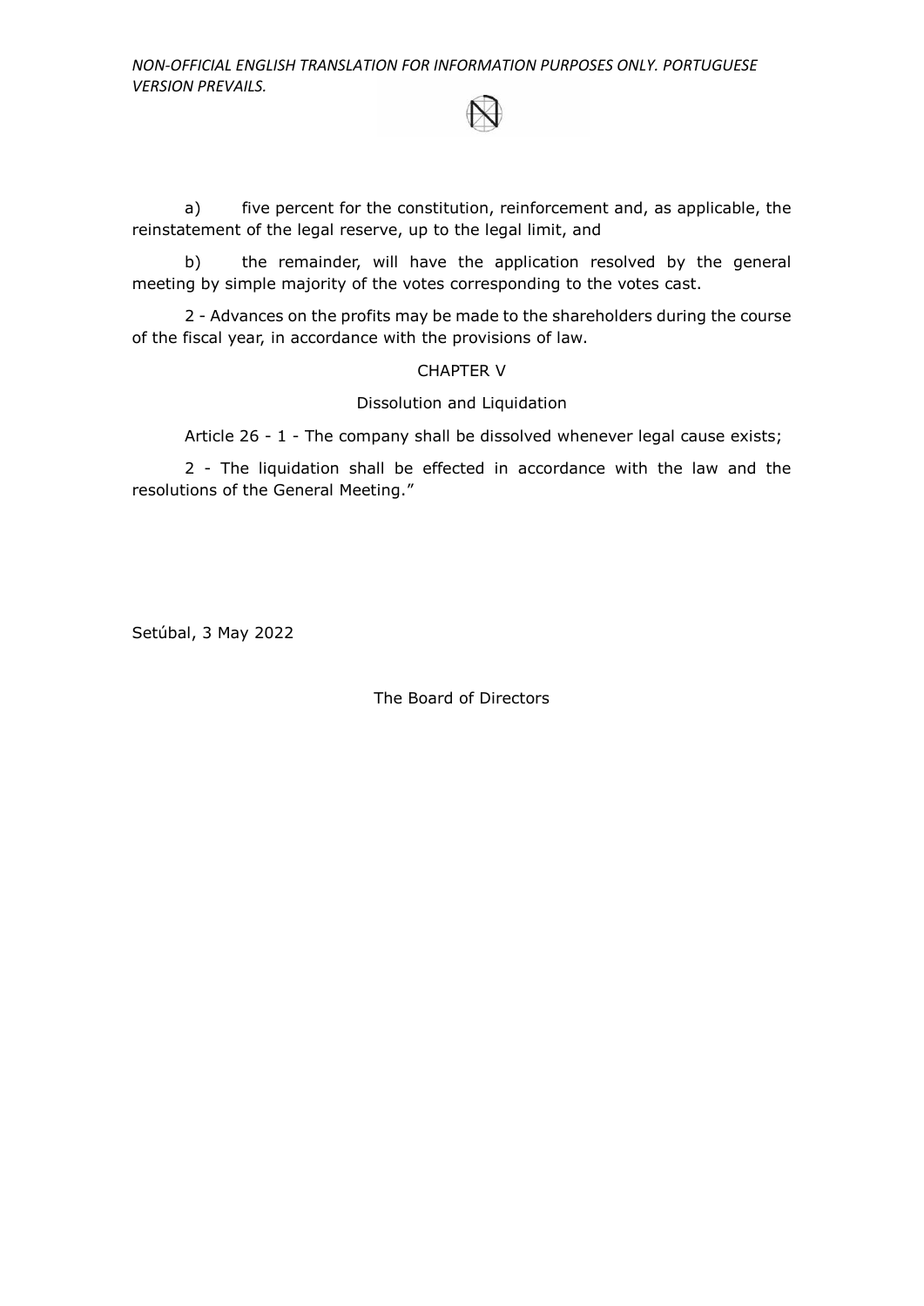a) five percent for the constitution, reinforcement and, as applicable, the reinstatement of the legal reserve, up to the legal limit, and

b) the remainder, will have the application resolved by the general meeting by simple majority of the votes corresponding to the votes cast.

2 - Advances on the profits may be made to the shareholders during the course of the fiscal year, in accordance with the provisions of law.

CHAPTER V

Dissolution and Liquidation

Article 26 - 1 - The company shall be dissolved whenever legal cause exists;

2 - The liquidation shall be effected in accordance with the law and the resolutions of the General Meeting."

Setúbal, 3 May 2022

The Board of Directors